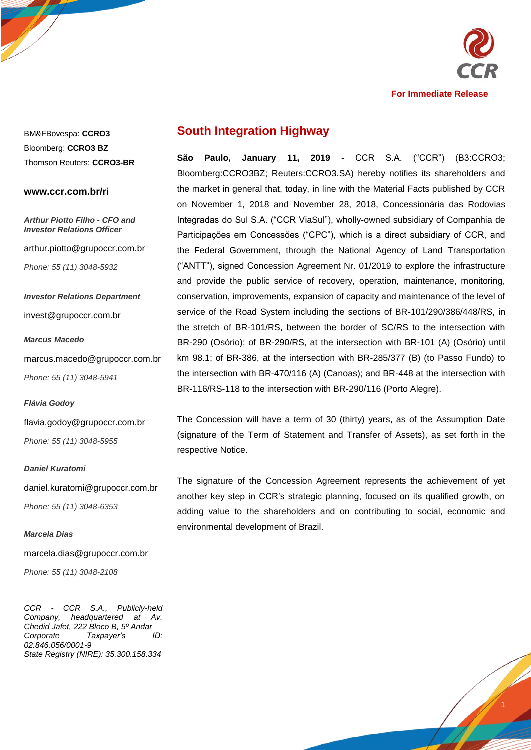For Immediate Release

BM&FBovespa: **CCRO3**
Bloomberg: **CCRO3 BZ**
Thomson Reuters: **CCRO3-BR**

**www.ccr.com.br/ri**

***Arthur Piotto Filho - CFO and Investor Relations Officer***

arthur.piotto@grupoccr.com.br

*Phone: 55 (11) 3048-5932*

***Investor Relations Department***

invest@grupoccr.com.br

***Marcus Macedo***

marcus.macedo@grupoccr.com.br

*Phone: 55 (11) 3048-5941*

***Flávia Godoy***

flavia.godoy@grupoccr.com.br

*Phone: 55 (11) 3048-5955*

***Daniel Kuratomi***

daniel.kuratomi@grupoccr.com.br

*Phone: 55 (11) 3048-6353*

***Marcela Dias***

marcela.dias@grupoccr.com.br

*Phone: 55 (11) 3048-2108*

*CCR - CCR S.A., Publicly-held Company, headquartered at Av. Chedid Jafet, 222 Bloco B, 5º Andar*
*Corporate Taxpayer's ID: 02.846.056/0001-9*
*State Registry (NIRE): 35.300.158.334*

## South Integration Highway

**São Paulo, January 11, 2019** - CCR S.A. ("CCR") (B3:CCRO3; Bloomberg:CCRO3BZ; Reuters:CCRO3.SA) hereby notifies its shareholders and the market in general that, today, in line with the Material Facts published by CCR on November 1, 2018 and November 28, 2018, Concessionária das Rodovias Integradas do Sul S.A. ("CCR ViaSul"), wholly-owned subsidiary of Companhia de Participações em Concessões ("CPC"), which is a direct subsidiary of CCR, and the Federal Government, through the National Agency of Land Transportation ("ANTT"), signed Concession Agreement Nr. 01/2019 to explore the infrastructure and provide the public service of recovery, operation, maintenance, monitoring, conservation, improvements, expansion of capacity and maintenance of the level of service of the Road System including the sections of BR-101/290/386/448/RS, in the stretch of BR-101/RS, between the border of SC/RS to the intersection with BR-290 (Osório); of BR-290/RS, at the intersection with BR-101 (A) (Osório) until km 98.1; of BR-386, at the intersection with BR-285/377 (B) (to Passo Fundo) to the intersection with BR-470/116 (A) (Canoas); and BR-448 at the intersection with BR-116/RS-118 to the intersection with BR-290/116 (Porto Alegre).

The Concession will have a term of 30 (thirty) years, as of the Assumption Date (signature of the Term of Statement and Transfer of Assets), as set forth in the respective Notice.

The signature of the Concession Agreement represents the achievement of yet another key step in CCR's strategic planning, focused on its qualified growth, on adding value to the shareholders and on contributing to social, economic and environmental development of Brazil.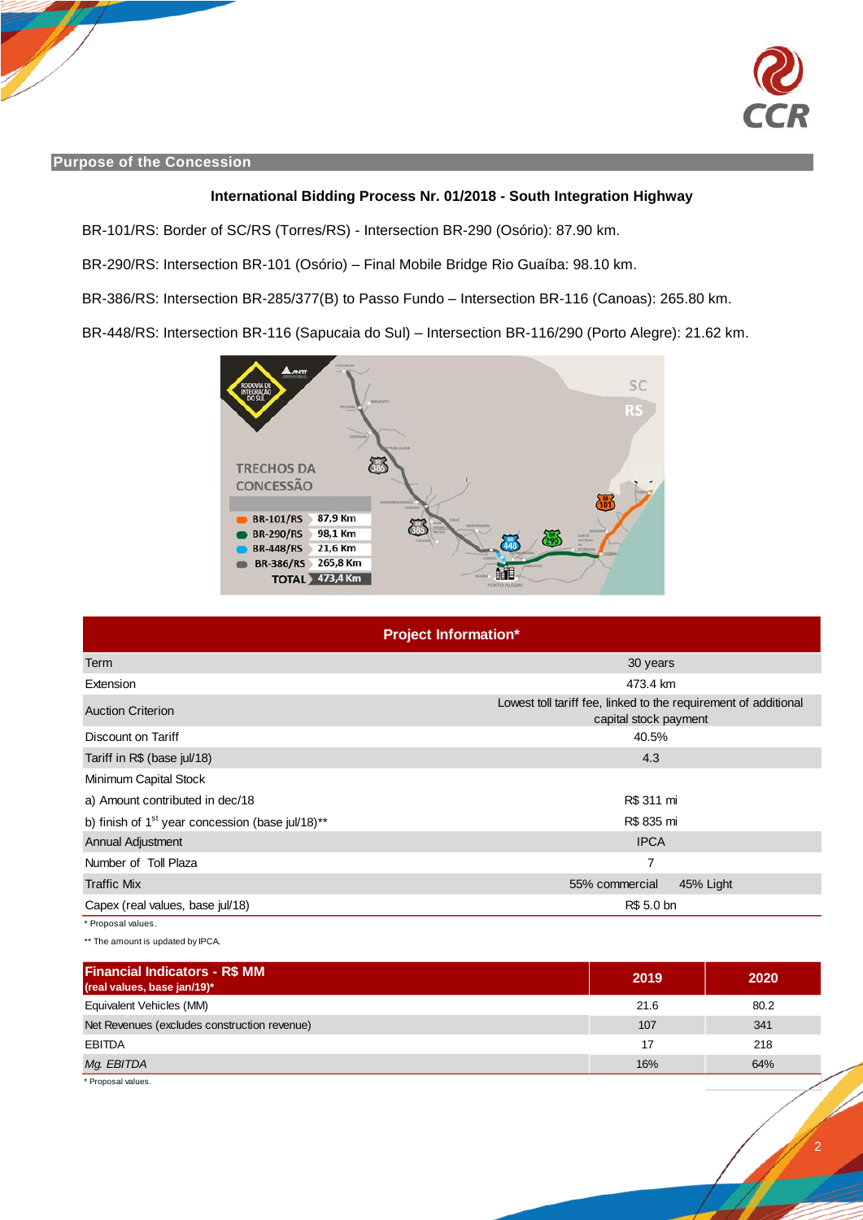## Purpose of the Concession

**International Bidding Process Nr. 01/2018 - South Integration Highway**

BR-101/RS: Border of SC/RS (Torres/RS) - Intersection BR-290 (Osório): 87.90 km.

BR-290/RS: Intersection BR-101 (Osório) – Final Mobile Bridge Rio Guaíba: 98.10 km.

BR-386/RS: Intersection BR-285/377(B) to Passo Fundo – Intersection BR-116 (Canoas): 265.80 km.

BR-448/RS: Intersection BR-116 (Sapucaia do Sul) – Intersection BR-116/290 (Porto Alegre): 21.62 km.

RODOVIA DE INTEGRAÇÃO DO SUL

TRECHOS DA CONCESSÃO

BR-101/RS 87,9 Km

BR-290/RS 98,1 Km

BR-448/RS 21,6 Km

BR-386/RS 265,8 Km

TOTAL 473,4 Km

SC

RS

| Project Information* | |
|---|---|
| Term | 30 years |
| Extension | 473.4 km |
| Auction Criterion | Lowest toll tariff fee, linked to the requirement of additional capital stock payment |
| Discount on Tariff | 40.5% |
| Tariff in R$ (base jul/18) | 4.3 |
| Minimum Capital Stock | |
| a) Amount contributed in dec/18 | R$ 311 mi |
| b) finish of 1st year concession (base jul/18)** | R$ 835 mi |
| Annual Adjustment | IPCA |
| Number of Toll Plaza | 7 |
| Traffic Mix | 55% commercial 45% Light |
| Capex (real values, base jul/18) | R$ 5.0 bn |

\* Proposal values.

\*\* The amount is updated by IPCA.

| Financial Indicators - R$ MM (real values, base jan/19)* | 2019 | 2020 |
|---|---|---|
| Equivalent Vehicles (MM) | 21.6 | 80.2 |
| Net Revenues (excludes construction revenue) | 107 | 341 |
| EBITDA | 17 | 218 |
| *Mg. EBITDA* | 16% | 64% |

\* Proposal values.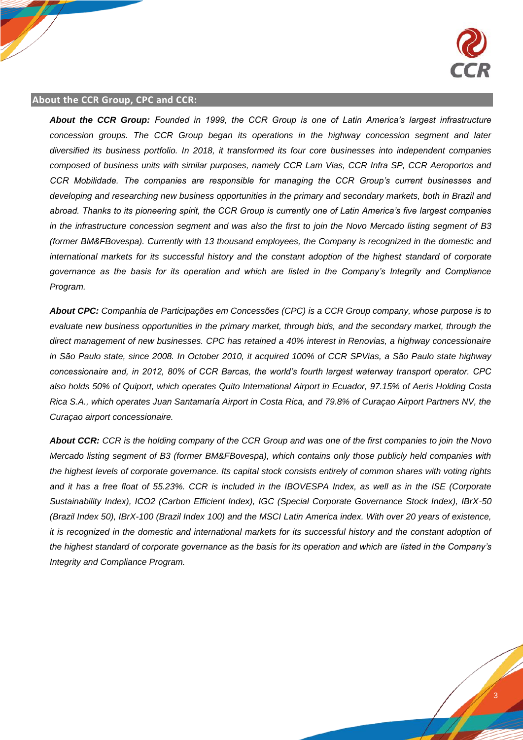## About the CCR Group, CPC and CCR:

***About the CCR Group:*** *Founded in 1999, the CCR Group is one of Latin America's largest infrastructure concession groups. The CCR Group began its operations in the highway concession segment and later diversified its business portfolio. In 2018, it transformed its four core businesses into independent companies composed of business units with similar purposes, namely CCR Lam Vias, CCR Infra SP, CCR Aeroportos and CCR Mobilidade. The companies are responsible for managing the CCR Group's current businesses and developing and researching new business opportunities in the primary and secondary markets, both in Brazil and abroad. Thanks to its pioneering spirit, the CCR Group is currently one of Latin America's five largest companies in the infrastructure concession segment and was also the first to join the Novo Mercado listing segment of B3 (former BM&FBovespa). Currently with 13 thousand employees, the Company is recognized in the domestic and international markets for its successful history and the constant adoption of the highest standard of corporate governance as the basis for its operation and which are listed in the Company's Integrity and Compliance Program.*

***About CPC:*** *Companhia de Participações em Concessões (CPC) is a CCR Group company, whose purpose is to evaluate new business opportunities in the primary market, through bids, and the secondary market, through the direct management of new businesses. CPC has retained a 40% interest in Renovias, a highway concessionaire in São Paulo state, since 2008. In October 2010, it acquired 100% of CCR SPVias, a São Paulo state highway concessionaire and, in 2012, 80% of CCR Barcas, the world's fourth largest waterway transport operator. CPC also holds 50% of Quiport, which operates Quito International Airport in Ecuador, 97.15% of Aeris Holding Costa Rica S.A., which operates Juan Santamaría Airport in Costa Rica, and 79.8% of Curaçao Airport Partners NV, the Curaçao airport concessionaire.*

***About CCR:*** *CCR is the holding company of the CCR Group and was one of the first companies to join the Novo Mercado listing segment of B3 (former BM&FBovespa), which contains only those publicly held companies with the highest levels of corporate governance. Its capital stock consists entirely of common shares with voting rights and it has a free float of 55.23%. CCR is included in the IBOVESPA Index, as well as in the ISE (Corporate Sustainability Index), ICO2 (Carbon Efficient Index), IGC (Special Corporate Governance Stock Index), IBrX-50 (Brazil Index 50), IBrX-100 (Brazil Index 100) and the MSCI Latin America index. With over 20 years of existence, it is recognized in the domestic and international markets for its successful history and the constant adoption of the highest standard of corporate governance as the basis for its operation and which are listed in the Company's Integrity and Compliance Program.*